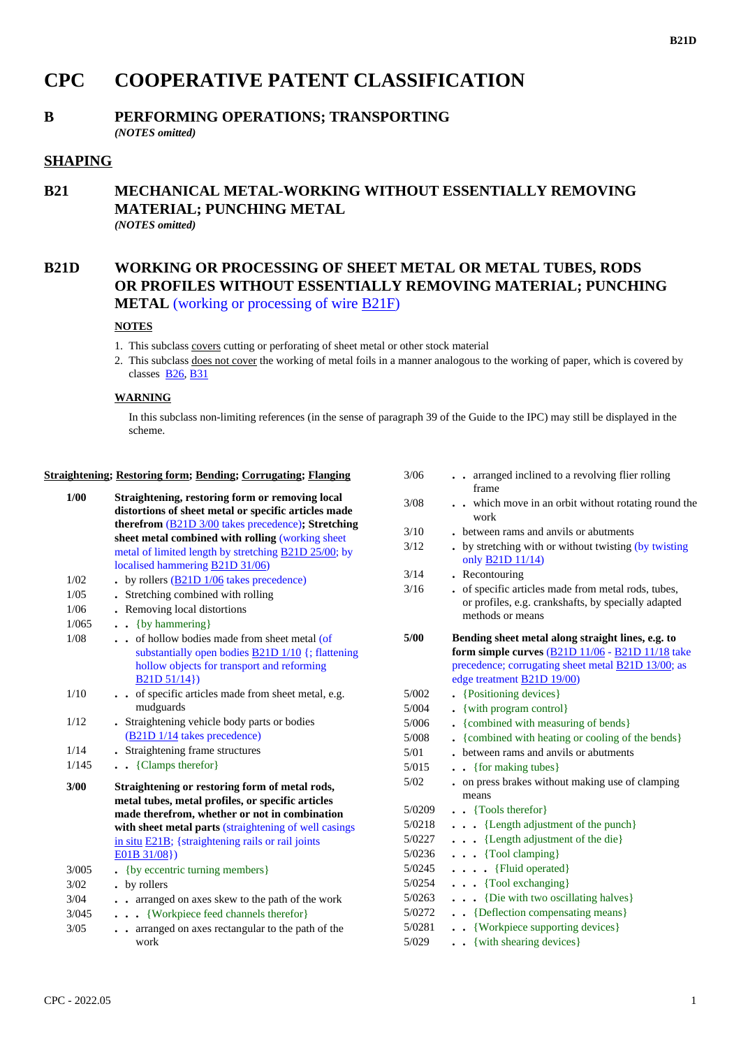# CPC COOPERATIVE PATENT CLASSIFICATION

## B PERFORMING OPERATIONS; TRANSPORTING

*(NOTES omitted)*

## SHAPING

## B21 MECHANICAL METAL-WORKING WITHOUT ESSENTIALLY REMOVING MATERIAL; PUNCHING METAL

*(NOTES omitted)*

## B21D WORKING OR PROCESSING OF SHEET METAL OR METAL TUBES, RODS OR PROFILES WITHOUT ESSENTIALLY REMOVING MATERIAL; PUNCHING METAL (working or processing of wire B21F)

**NOTES**

1. This subclass covers cutting or perforating of sheet metal or other stock material
2. This subclass does not cover the working of metal foils in a manner analogous to the working of paper, which is covered by classes B26, B31

**WARNING**

In this subclass non-limiting references (in the sense of paragraph 39 of the Guide to the IPC) may still be displayed in the scheme.

**Straightening; Restoring form; Bending; Corrugating; Flanging**

| | |
|---|---|
| **1/00** | **Straightening, restoring form or removing local distortions of sheet metal or specific articles made therefrom** (B21D 3/00 takes precedence)**; Stretching sheet metal combined with rolling** (working sheet metal of limited length by stretching B21D 25/00; by localised hammering B21D 31/06) |
| 1/02 | . by rollers (B21D 1/06 takes precedence) |
| 1/05 | . Stretching combined with rolling |
| 1/06 | . Removing local distortions |
| 1/065 | . . {by hammering} |
| 1/08 | . . of hollow bodies made from sheet metal (of substantially open bodies B21D 1/10 {; flattening hollow objects for transport and reforming B21D 51/14}) |
| 1/10 | . . of specific articles made from sheet metal, e.g. mudguards |
| 1/12 | . Straightening vehicle body parts or bodies (B21D 1/14 takes precedence) |
| 1/14 | . Straightening frame structures |
| 1/145 | . . {Clamps therefor} |
| **3/00** | **Straightening or restoring form of metal rods, metal tubes, metal profiles, or specific articles made therefrom, whether or not in combination with sheet metal parts** (straightening of well casings in situ E21B; {straightening rails or rail joints E01B 31/08}) |
| 3/005 | . {by eccentric turning members} |
| 3/02 | . by rollers |
| 3/04 | . . arranged on axes skew to the path of the work |
| 3/045 | . . . {Workpiece feed channels therefor} |
| 3/05 | . . arranged on axes rectangular to the path of the work |
| 3/06 | . . arranged inclined to a revolving flier rolling frame |
| 3/08 | . . which move in an orbit without rotating round the work |
| 3/10 | . between rams and anvils or abutments |
| 3/12 | . by stretching with or without twisting (by twisting only B21D 11/14) |
| 3/14 | . Recontouring |
| 3/16 | . of specific articles made from metal rods, tubes, or profiles, e.g. crankshafts, by specially adapted methods or means |
| **5/00** | **Bending sheet metal along straight lines, e.g. to form simple curves** (B21D 11/06 - B21D 11/18 take precedence; corrugating sheet metal B21D 13/00; as edge treatment B21D 19/00) |
| 5/002 | . {Positioning devices} |
| 5/004 | . {with program control} |
| 5/006 | . {combined with measuring of bends} |
| 5/008 | . {combined with heating or cooling of the bends} |
| 5/01 | . between rams and anvils or abutments |
| 5/015 | . . {for making tubes} |
| 5/02 | . on press brakes without making use of clamping means |
| 5/0209 | . . {Tools therefor} |
| 5/0218 | . . . {Length adjustment of the punch} |
| 5/0227 | . . . {Length adjustment of the die} |
| 5/0236 | . . . {Tool clamping} |
| 5/0245 | . . . . {Fluid operated} |
| 5/0254 | . . . {Tool exchanging} |
| 5/0263 | . . . {Die with two oscillating halves} |
| 5/0272 | . . {Deflection compensating means} |
| 5/0281 | . . {Workpiece supporting devices} |
| 5/029 | . . {with shearing devices} |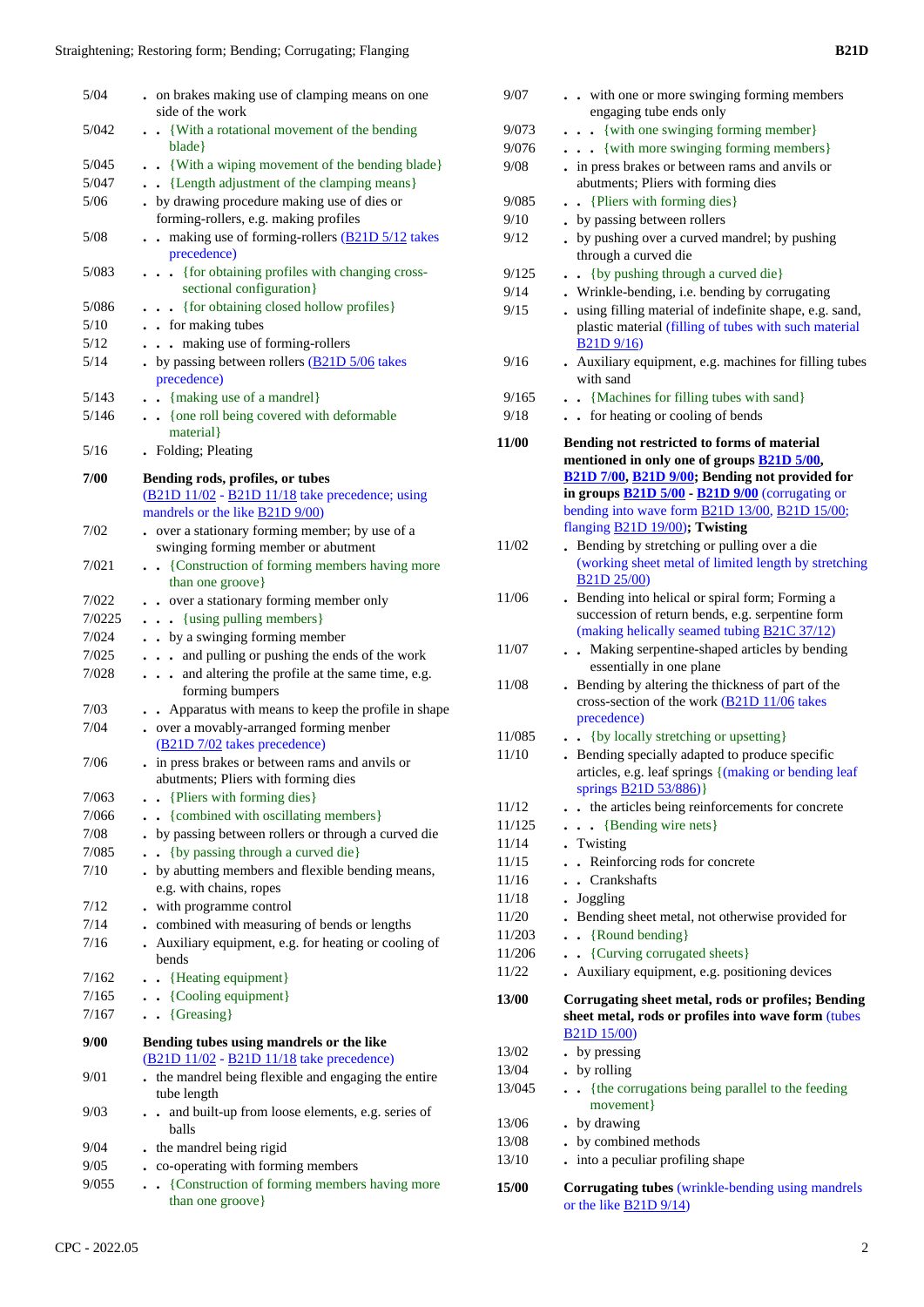| | |
|---|---|
| 5/04 | . on brakes making use of clamping means on one side of the work |
| 5/042 | . . {With a rotational movement of the bending blade} |
| 5/045 | . . {With a wiping movement of the bending blade} |
| 5/047 | . . {Length adjustment of the clamping means} |
| 5/06 | . by drawing procedure making use of dies or forming-rollers, e.g. making profiles |
| 5/08 | . . making use of forming-rollers (B21D 5/12 takes precedence) |
| 5/083 | . . . {for obtaining profiles with changing cross-sectional configuration} |
| 5/086 | . . . {for obtaining closed hollow profiles} |
| 5/10 | . . for making tubes |
| 5/12 | . . . making use of forming-rollers |
| 5/14 | . by passing between rollers (B21D 5/06 takes precedence) |
| 5/143 | . . {making use of a mandrel} |
| 5/146 | . . {one roll being covered with deformable material} |
| 5/16 | . Folding; Pleating |
| **7/00** | **Bending rods, profiles, or tubes** (B21D 11/02 - B21D 11/18 take precedence; using mandrels or the like B21D 9/00) |
| 7/02 | . over a stationary forming member; by use of a swinging forming member or abutment |
| 7/021 | . . {Construction of forming members having more than one groove} |
| 7/022 | . . over a stationary forming member only |
| 7/0225 | . . . {using pulling members} |
| 7/024 | . . by a swinging forming member |
| 7/025 | . . . and pulling or pushing the ends of the work |
| 7/028 | . . . and altering the profile at the same time, e.g. forming bumpers |
| 7/03 | . . Apparatus with means to keep the profile in shape |
| 7/04 | . over a movably-arranged forming menber (B21D 7/02 takes precedence) |
| 7/06 | . in press brakes or between rams and anvils or abutments; Pliers with forming dies |
| 7/063 | . . {Pliers with forming dies} |
| 7/066 | . . {combined with oscillating members} |
| 7/08 | . by passing between rollers or through a curved die |
| 7/085 | . . {by passing through a curved die} |
| 7/10 | . by abutting members and flexible bending means, e.g. with chains, ropes |
| 7/12 | . with programme control |
| 7/14 | . combined with measuring of bends or lengths |
| 7/16 | . Auxiliary equipment, e.g. for heating or cooling of bends |
| 7/162 | . . {Heating equipment} |
| 7/165 | . . {Cooling equipment} |
| 7/167 | . . {Greasing} |
| **9/00** | **Bending tubes using mandrels or the like** (B21D 11/02 - B21D 11/18 take precedence) |
| 9/01 | . the mandrel being flexible and engaging the entire tube length |
| 9/03 | . . and built-up from loose elements, e.g. series of balls |
| 9/04 | . the mandrel being rigid |
| 9/05 | . co-operating with forming members |
| 9/055 | . . {Construction of forming members having more than one groove} |
| 9/07 | . . with one or more swinging forming members engaging tube ends only |
| 9/073 | . . . {with one swinging forming member} |
| 9/076 | . . . {with more swinging forming members} |
| 9/08 | . in press brakes or between rams and anvils or abutments; Pliers with forming dies |
| 9/085 | . . {Pliers with forming dies} |
| 9/10 | . by passing between rollers |
| 9/12 | . by pushing over a curved mandrel; by pushing through a curved die |
| 9/125 | . . {by pushing through a curved die} |
| 9/14 | . Wrinkle-bending, i.e. bending by corrugating |
| 9/15 | . using filling material of indefinite shape, e.g. sand, plastic material (filling of tubes with such material B21D 9/16) |
| 9/16 | . Auxiliary equipment, e.g. machines for filling tubes with sand |
| 9/165 | . . {Machines for filling tubes with sand} |
| 9/18 | . . for heating or cooling of bends |
| **11/00** | **Bending not restricted to forms of material mentioned in only one of groups B21D 5/00, B21D 7/00, B21D 9/00; Bending not provided for in groups B21D 5/00 - B21D 9/00** (corrugating or bending into wave form B21D 13/00, B21D 15/00; flanging B21D 19/00)**; Twisting** |
| 11/02 | . Bending by stretching or pulling over a die (working sheet metal of limited length by stretching B21D 25/00) |
| 11/06 | . Bending into helical or spiral form; Forming a succession of return bends, e.g. serpentine form (making helically seamed tubing B21C 37/12) |
| 11/07 | . . Making serpentine-shaped articles by bending essentially in one plane |
| 11/08 | . Bending by altering the thickness of part of the cross-section of the work (B21D 11/06 takes precedence) |
| 11/085 | . . {by locally stretching or upsetting} |
| 11/10 | . Bending specially adapted to produce specific articles, e.g. leaf springs {(making or bending leaf springs B21D 53/886)} |
| 11/12 | . . the articles being reinforcements for concrete |
| 11/125 | . . . {Bending wire nets} |
| 11/14 | . Twisting |
| 11/15 | . . Reinforcing rods for concrete |
| 11/16 | . . Crankshafts |
| 11/18 | . Joggling |
| 11/20 | . Bending sheet metal, not otherwise provided for |
| 11/203 | . . {Round bending} |
| 11/206 | . . {Curving corrugated sheets} |
| 11/22 | . Auxiliary equipment, e.g. positioning devices |
| **13/00** | **Corrugating sheet metal, rods or profiles; Bending sheet metal, rods or profiles into wave form** (tubes B21D 15/00) |
| 13/02 | . by pressing |
| 13/04 | . by rolling |
| 13/045 | . . {the corrugations being parallel to the feeding movement} |
| 13/06 | . by drawing |
| 13/08 | . by combined methods |
| 13/10 | . into a peculiar profiling shape |
| **15/00** | **Corrugating tubes** (wrinkle-bending using mandrels or the like B21D 9/14) |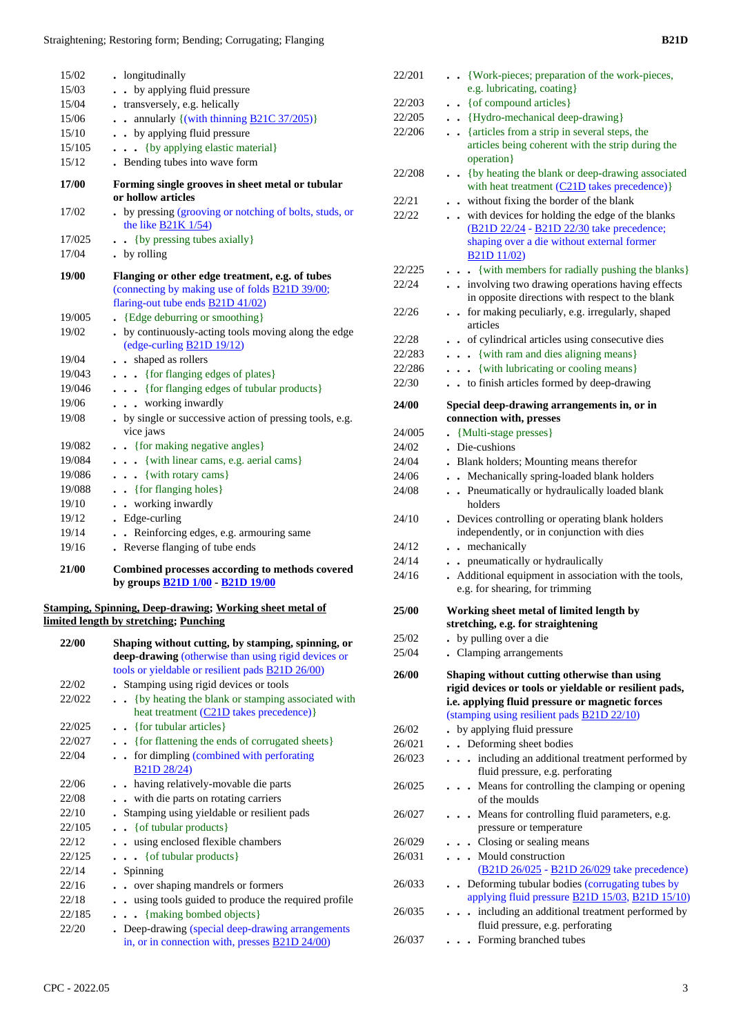| | |
|---|---|
| 15/02 | . longitudinally |
| 15/03 | . . by applying fluid pressure |
| 15/04 | . transversely, e.g. helically |
| 15/06 | . . annularly {(with thinning B21C 37/205)} |
| 15/10 | . . by applying fluid pressure |
| 15/105 | . . . {by applying elastic material} |
| 15/12 | . Bending tubes into wave form |
| **17/00** | **Forming single grooves in sheet metal or tubular or hollow articles** |
| 17/02 | . by pressing (grooving or notching of bolts, studs, or the like B21K 1/54) |
| 17/025 | . . {by pressing tubes axially} |
| 17/04 | . by rolling |
| **19/00** | **Flanging or other edge treatment, e.g. of tubes** (connecting by making use of folds B21D 39/00; flaring-out tube ends B21D 41/02) |
| 19/005 | . {Edge deburring or smoothing} |
| 19/02 | . by continuously-acting tools moving along the edge (edge-curling B21D 19/12) |
| 19/04 | . . shaped as rollers |
| 19/043 | . . . {for flanging edges of plates} |
| 19/046 | . . . {for flanging edges of tubular products} |
| 19/06 | . . . working inwardly |
| 19/08 | . by single or successive action of pressing tools, e.g. vice jaws |
| 19/082 | . . {for making negative angles} |
| 19/084 | . . . {with linear cams, e.g. aerial cams} |
| 19/086 | . . . {with rotary cams} |
| 19/088 | . . {for flanging holes} |
| 19/10 | . . working inwardly |
| 19/12 | . Edge-curling |
| 19/14 | . . Reinforcing edges, e.g. armouring same |
| 19/16 | . Reverse flanging of tube ends |
| **21/00** | **Combined processes according to methods covered by groups B21D 1/00 - B21D 19/00** |

**Stamping, Spinning, Deep-drawing; Working sheet metal of limited length by stretching; Punching**

| | |
|---|---|
| **22/00** | **Shaping without cutting, by stamping, spinning, or deep-drawing** (otherwise than using rigid devices or tools or yieldable or resilient pads B21D 26/00) |
| 22/02 | . Stamping using rigid devices or tools |
| 22/022 | . . {by heating the blank or stamping associated with heat treatment (C21D takes precedence)} |
| 22/025 | . . {for tubular articles} |
| 22/027 | . . {for flattening the ends of corrugated sheets} |
| 22/04 | . . for dimpling (combined with perforating B21D 28/24) |
| 22/06 | . . having relatively-movable die parts |
| 22/08 | . . with die parts on rotating carriers |
| 22/10 | . Stamping using yieldable or resilient pads |
| 22/105 | . . {of tubular products} |
| 22/12 | . . using enclosed flexible chambers |
| 22/125 | . . . {of tubular products} |
| 22/14 | . Spinning |
| 22/16 | . . over shaping mandrels or formers |
| 22/18 | . . using tools guided to produce the required profile |
| 22/185 | . . . {making bombed objects} |
| 22/20 | . Deep-drawing (special deep-drawing arrangements in, or in connection with, presses B21D 24/00) |
| 22/201 | . . {Work-pieces; preparation of the work-pieces, e.g. lubricating, coating} |
| 22/203 | . . {of compound articles} |
| 22/205 | . . {Hydro-mechanical deep-drawing} |
| 22/206 | . . {articles from a strip in several steps, the articles being coherent with the strip during the operation} |
| 22/208 | . . {by heating the blank or deep-drawing associated with heat treatment (C21D takes precedence)} |
| 22/21 | . . without fixing the border of the blank |
| 22/22 | . . with devices for holding the edge of the blanks (B21D 22/24 - B21D 22/30 take precedence; shaping over a die without external former B21D 11/02) |
| 22/225 | . . . {with members for radially pushing the blanks} |
| 22/24 | . . involving two drawing operations having effects in opposite directions with respect to the blank |
| 22/26 | . . for making peculiarly, e.g. irregularly, shaped articles |
| 22/28 | . . of cylindrical articles using consecutive dies |
| 22/283 | . . . {with ram and dies aligning means} |
| 22/286 | . . . {with lubricating or cooling means} |
| 22/30 | . . to finish articles formed by deep-drawing |
| **24/00** | **Special deep-drawing arrangements in, or in connection with, presses** |
| 24/005 | . {Multi-stage presses} |
| 24/02 | . Die-cushions |
| 24/04 | . Blank holders; Mounting means therefor |
| 24/06 | . . Mechanically spring-loaded blank holders |
| 24/08 | . . Pneumatically or hydraulically loaded blank holders |
| 24/10 | . Devices controlling or operating blank holders independently, or in conjunction with dies |
| 24/12 | . . mechanically |
| 24/14 | . . pneumatically or hydraulically |
| 24/16 | . Additional equipment in association with the tools, e.g. for shearing, for trimming |
| **25/00** | **Working sheet metal of limited length by stretching, e.g. for straightening** |
| 25/02 | . by pulling over a die |
| 25/04 | . Clamping arrangements |
| **26/00** | **Shaping without cutting otherwise than using rigid devices or tools or yieldable or resilient pads, i.e. applying fluid pressure or magnetic forces** (stamping using resilient pads B21D 22/10) |
| 26/02 | . by applying fluid pressure |
| 26/021 | . . Deforming sheet bodies |
| 26/023 | . . . including an additional treatment performed by fluid pressure, e.g. perforating |
| 26/025 | . . . Means for controlling the clamping or opening of the moulds |
| 26/027 | . . . Means for controlling fluid parameters, e.g. pressure or temperature |
| 26/029 | . . . Closing or sealing means |
| 26/031 | . . . Mould construction (B21D 26/025 - B21D 26/029 take precedence) |
| 26/033 | . . Deforming tubular bodies (corrugating tubes by applying fluid pressure B21D 15/03, B21D 15/10) |
| 26/035 | . . . including an additional treatment performed by fluid pressure, e.g. perforating |
| 26/037 | . . . Forming branched tubes |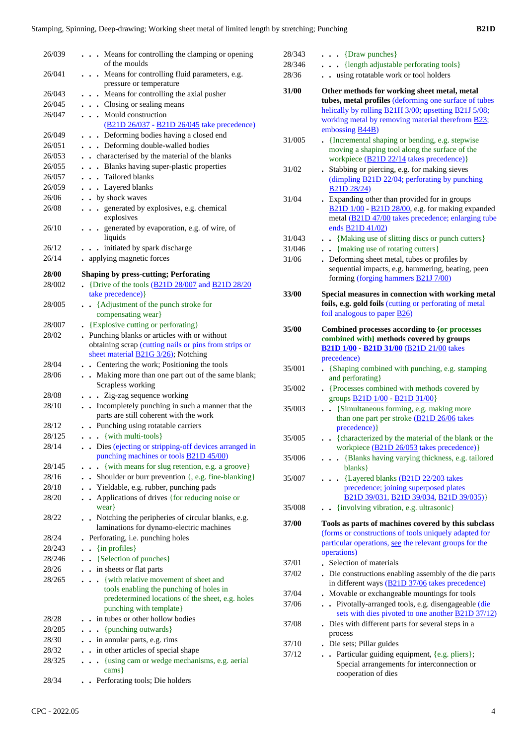| | |
|---|---|
| 26/039 | . . . Means for controlling the clamping or opening of the moulds |
| 26/041 | . . . Means for controlling fluid parameters, e.g. pressure or temperature |
| 26/043 | . . . Means for controlling the axial pusher |
| 26/045 | . . . Closing or sealing means |
| 26/047 | . . . Mould construction (B21D 26/037 - B21D 26/045 take precedence) |
| 26/049 | . . . Deforming bodies having a closed end |
| 26/051 | . . . Deforming double-walled bodies |
| 26/053 | . . characterised by the material of the blanks |
| 26/055 | . . . Blanks having super-plastic properties |
| 26/057 | . . . Tailored blanks |
| 26/059 | . . . Layered blanks |
| 26/06 | . . by shock waves |
| 26/08 | . . . generated by explosives, e.g. chemical explosives |
| 26/10 | . . . generated by evaporation, e.g. of wire, of liquids |
| 26/12 | . . . initiated by spark discharge |
| 26/14 | . applying magnetic forces |
| **28/00** | **Shaping by press-cutting; Perforating** |
| 28/002 | . {Drive of the tools (B21D 28/007 and B21D 28/20 take precedence)} |
| 28/005 | . . {Adjustment of the punch stroke for compensating wear} |
| 28/007 | . {Explosive cutting or perforating} |
| 28/02 | . Punching blanks or articles with or without obtaining scrap (cutting nails or pins from strips or sheet material B21G 3/26); Notching |
| 28/04 | . . Centering the work; Positioning the tools |
| 28/06 | . . Making more than one part out of the same blank; Scrapless working |
| 28/08 | . . . Zig-zag sequence working |
| 28/10 | . . Incompletely punching in such a manner that the parts are still coherent with the work |
| 28/12 | . . Punching using rotatable carriers |
| 28/125 | . . . {with multi-tools} |
| 28/14 | . . Dies (ejecting or stripping-off devices arranged in punching machines or tools B21D 45/00) |
| 28/145 | . . . {with means for slug retention, e.g. a groove} |
| 28/16 | . . Shoulder or burr prevention {, e.g. fine-blanking} |
| 28/18 | . . Yieldable, e.g. rubber, punching pads |
| 28/20 | . . Applications of drives {for reducing noise or wear} |
| 28/22 | . . Notching the peripheries of circular blanks, e.g. laminations for dynamo-electric machines |
| 28/24 | . Perforating, i.e. punching holes |
| 28/243 | . . {in profiles} |
| 28/246 | . . {Selection of punches} |
| 28/26 | . . in sheets or flat parts |
| 28/265 | . . . {with relative movement of sheet and tools enabling the punching of holes in predetermined locations of the sheet, e.g. holes punching with template} |
| 28/28 | . . in tubes or other hollow bodies |
| 28/285 | . . . {punching outwards} |
| 28/30 | . . in annular parts, e.g. rims |
| 28/32 | . . in other articles of special shape |
| 28/325 | . . . {using cam or wedge mechanisms, e.g. aerial cams} |
| 28/34 | . . Perforating tools; Die holders |
| 28/343 | . . . {Draw punches} |
| 28/346 | . . . {length adjustable perforating tools} |
| 28/36 | . . using rotatable work or tool holders |
| **31/00** | **Other methods for working sheet metal, metal tubes, metal profiles** (deforming one surface of tubes helically by rolling B21H 3/00; upsetting B21J 5/08; working metal by removing material therefrom B23; embossing B44B) |
| 31/005 | . {Incremental shaping or bending, e.g. stepwise moving a shaping tool along the surface of the workpiece (B21D 22/14 takes precedence)} |
| 31/02 | . Stabbing or piercing, e.g. for making sieves (dimpling B21D 22/04; perforating by punching B21D 28/24) |
| 31/04 | . Expanding other than provided for in groups B21D 1/00 - B21D 28/00, e.g. for making expanded metal (B21D 47/00 takes precedence; enlarging tube ends B21D 41/02) |
| 31/043 | . . {Making use of slitting discs or punch cutters} |
| 31/046 | . . {making use of rotating cutters} |
| 31/06 | . Deforming sheet metal, tubes or profiles by sequential impacts, e.g. hammering, beating, peen forming (forging hammers B21J 7/00) |
| **33/00** | **Special measures in connection with working metal foils, e.g. gold foils** (cutting or perforating of metal foil analogous to paper B26) |
| **35/00** | **Combined processes according to {or processes combined with} methods covered by groups B21D 1/00 - B21D 31/00** (B21D 21/00 takes precedence) |
| 35/001 | . {Shaping combined with punching, e.g. stamping and perforating} |
| 35/002 | . {Processes combined with methods covered by groups B21D 1/00 - B21D 31/00} |
| 35/003 | . . {Simultaneous forming, e.g. making more than one part per stroke (B21D 26/06 takes precedence)} |
| 35/005 | . . {characterized by the material of the blank or the workpiece (B21D 26/053 takes precedence)} |
| 35/006 | . . . {Blanks having varying thickness, e.g. tailored blanks} |
| 35/007 | . . . {Layered blanks (B21D 22/203 takes precedence; joining superposed plates B21D 39/031, B21D 39/034, B21D 39/035)} |
| 35/008 | . . {involving vibration, e.g. ultrasonic} |
| **37/00** | **Tools as parts of machines covered by this subclass** (forms or constructions of tools uniquely adapted for particular operations, see the relevant groups for the operations) |
| 37/01 | . Selection of materials |
| 37/02 | . Die constructions enabling assembly of the die parts in different ways (B21D 37/06 takes precedence) |
| 37/04 | . Movable or exchangeable mountings for tools |
| 37/06 | . . Pivotally-arranged tools, e.g. disengageable (die sets with dies pivoted to one another B21D 37/12) |
| 37/08 | . Dies with different parts for several steps in a process |
| 37/10 | . Die sets; Pillar guides |
| 37/12 | . . Particular guiding equipment, {e.g. pliers}; Special arrangements for interconnection or cooperation of dies |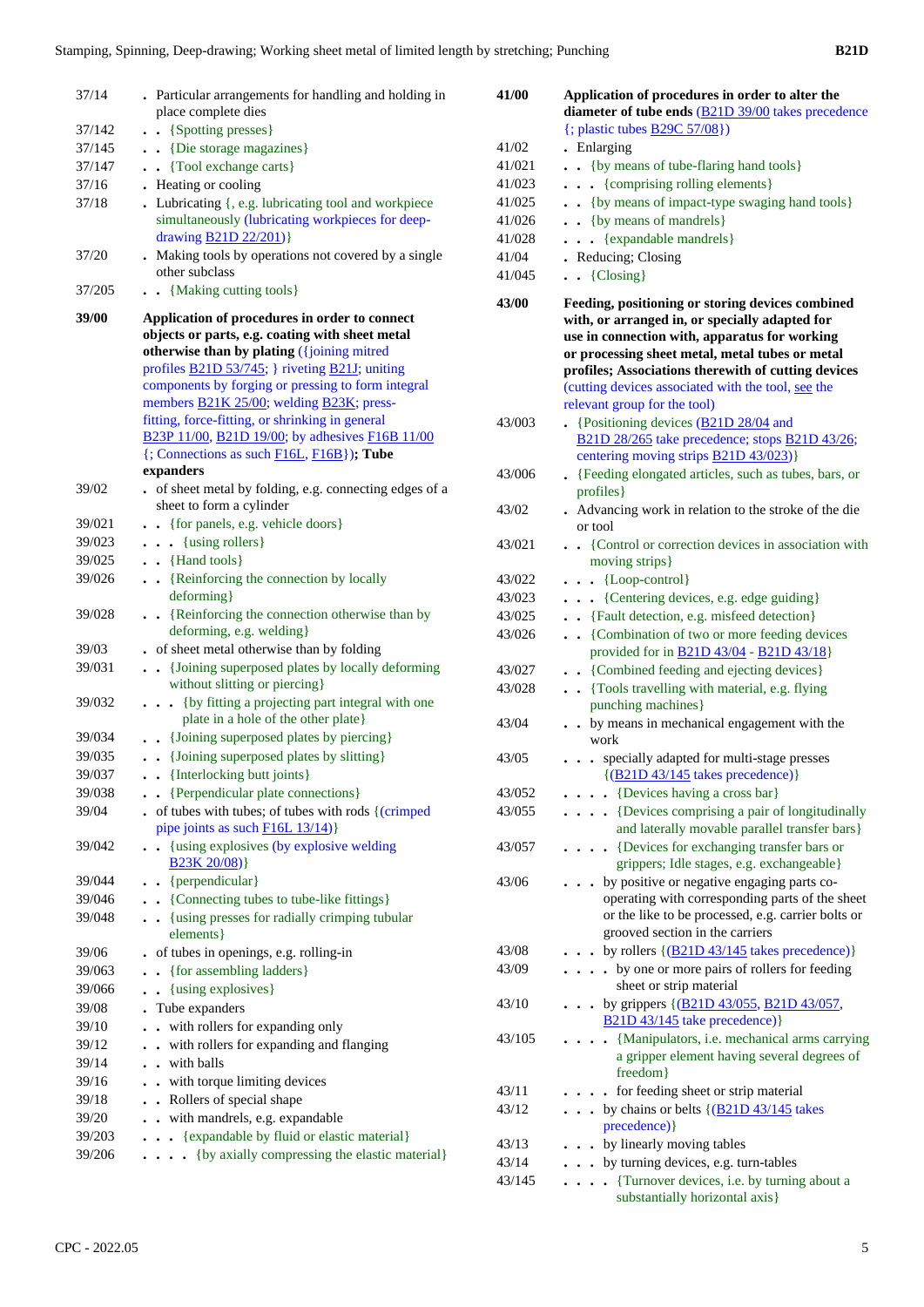| | |
|---|---|
| 37/14 | . Particular arrangements for handling and holding in place complete dies |
| 37/142 | . . {Spotting presses} |
| 37/145 | . . {Die storage magazines} |
| 37/147 | . . {Tool exchange carts} |
| 37/16 | . Heating or cooling |
| 37/18 | . Lubricating {, e.g. lubricating tool and workpiece simultaneously (lubricating workpieces for deep-drawing B21D 22/201)} |
| 37/20 | . Making tools by operations not covered by a single other subclass |
| 37/205 | . . {Making cutting tools} |
| **39/00** | **Application of procedures in order to connect objects or parts, e.g. coating with sheet metal otherwise than by plating** ({joining mitred profiles B21D 53/745; } riveting B21J; uniting components by forging or pressing to form integral members B21K 25/00; welding B23K; press-fitting, force-fitting, or shrinking in general B23P 11/00, B21D 19/00; by adhesives F16B 11/00 {; Connections as such F16L, F16B})**; Tube expanders** |
| 39/02 | . of sheet metal by folding, e.g. connecting edges of a sheet to form a cylinder |
| 39/021 | . . {for panels, e.g. vehicle doors} |
| 39/023 | . . . {using rollers} |
| 39/025 | . . {Hand tools} |
| 39/026 | . . {Reinforcing the connection by locally deforming} |
| 39/028 | . . {Reinforcing the connection otherwise than by deforming, e.g. welding} |
| 39/03 | . of sheet metal otherwise than by folding |
| 39/031 | . . {Joining superposed plates by locally deforming without slitting or piercing} |
| 39/032 | . . . {by fitting a projecting part integral with one plate in a hole of the other plate} |
| 39/034 | . . {Joining superposed plates by piercing} |
| 39/035 | . . {Joining superposed plates by slitting} |
| 39/037 | . . {Interlocking butt joints} |
| 39/038 | . . {Perpendicular plate connections} |
| 39/04 | . of tubes with tubes; of tubes with rods {(crimped pipe joints as such F16L 13/14)} |
| 39/042 | . . {using explosives (by explosive welding B23K 20/08)} |
| 39/044 | . . {perpendicular} |
| 39/046 | . . {Connecting tubes to tube-like fittings} |
| 39/048 | . . {using presses for radially crimping tubular elements} |
| 39/06 | . of tubes in openings, e.g. rolling-in |
| 39/063 | . . {for assembling ladders} |
| 39/066 | . . {using explosives} |
| 39/08 | . Tube expanders |
| 39/10 | . . with rollers for expanding only |
| 39/12 | . . with rollers for expanding and flanging |
| 39/14 | . . with balls |
| 39/16 | . . with torque limiting devices |
| 39/18 | . . Rollers of special shape |
| 39/20 | . . with mandrels, e.g. expandable |
| 39/203 | . . . {expandable by fluid or elastic material} |
| 39/206 | . . . . {by axially compressing the elastic material} |
| **41/00** | **Application of procedures in order to alter the diameter of tube ends** (B21D 39/00 takes precedence {; plastic tubes B29C 57/08}) |
| 41/02 | . Enlarging |
| 41/021 | . . {by means of tube-flaring hand tools} |
| 41/023 | . . . {comprising rolling elements} |
| 41/025 | . . {by means of impact-type swaging hand tools} |
| 41/026 | . . {by means of mandrels} |
| 41/028 | . . . {expandable mandrels} |
| 41/04 | . Reducing; Closing |
| 41/045 | . . {Closing} |
| **43/00** | **Feeding, positioning or storing devices combined with, or arranged in, or specially adapted for use in connection with, apparatus for working or processing sheet metal, metal tubes or metal profiles; Associations therewith of cutting devices** (cutting devices associated with the tool, see the relevant group for the tool) |
| 43/003 | . {Positioning devices (B21D 28/04 and B21D 28/265 take precedence; stops B21D 43/26; centering moving strips B21D 43/023)} |
| 43/006 | . {Feeding elongated articles, such as tubes, bars, or profiles} |
| 43/02 | . Advancing work in relation to the stroke of the die or tool |
| 43/021 | . . {Control or correction devices in association with moving strips} |
| 43/022 | . . . {Loop-control} |
| 43/023 | . . . {Centering devices, e.g. edge guiding} |
| 43/025 | . . {Fault detection, e.g. misfeed detection} |
| 43/026 | . . {Combination of two or more feeding devices provided for in B21D 43/04 - B21D 43/18} |
| 43/027 | . . {Combined feeding and ejecting devices} |
| 43/028 | . . {Tools travelling with material, e.g. flying punching machines} |
| 43/04 | . . by means of mechanical engagement with the work |
| 43/05 | . . . specially adapted for multi-stage presses {(B21D 43/145 takes precedence)} |
| 43/052 | . . . . {Devices having a cross bar} |
| 43/055 | . . . . {Devices comprising a pair of longitudinally and laterally movable parallel transfer bars} |
| 43/057 | . . . . {Devices for exchanging transfer bars or grippers; Idle stages, e.g. exchangeable} |
| 43/06 | . . . by positive or negative engaging parts co-operating with corresponding parts of the sheet or the like to be processed, e.g. carrier bolts or grooved section in the carriers |
| 43/08 | . . . by rollers {(B21D 43/145 takes precedence)} |
| 43/09 | . . . . by one or more pairs of rollers for feeding sheet or strip material |
| 43/10 | . . . by grippers {(B21D 43/055, B21D 43/057, B21D 43/145 take precedence)} |
| 43/105 | . . . . {Manipulators, i.e. mechanical arms carrying a gripper element having several degrees of freedom} |
| 43/11 | . . . . for feeding sheet or strip material |
| 43/12 | . . . by chains or belts {(B21D 43/145 takes precedence)} |
| 43/13 | . . . by linearly moving tables |
| 43/14 | . . . by turning devices, e.g. turn-tables |
| 43/145 | . . . . {Turnover devices, i.e. by turning about a substantially horizontal axis} |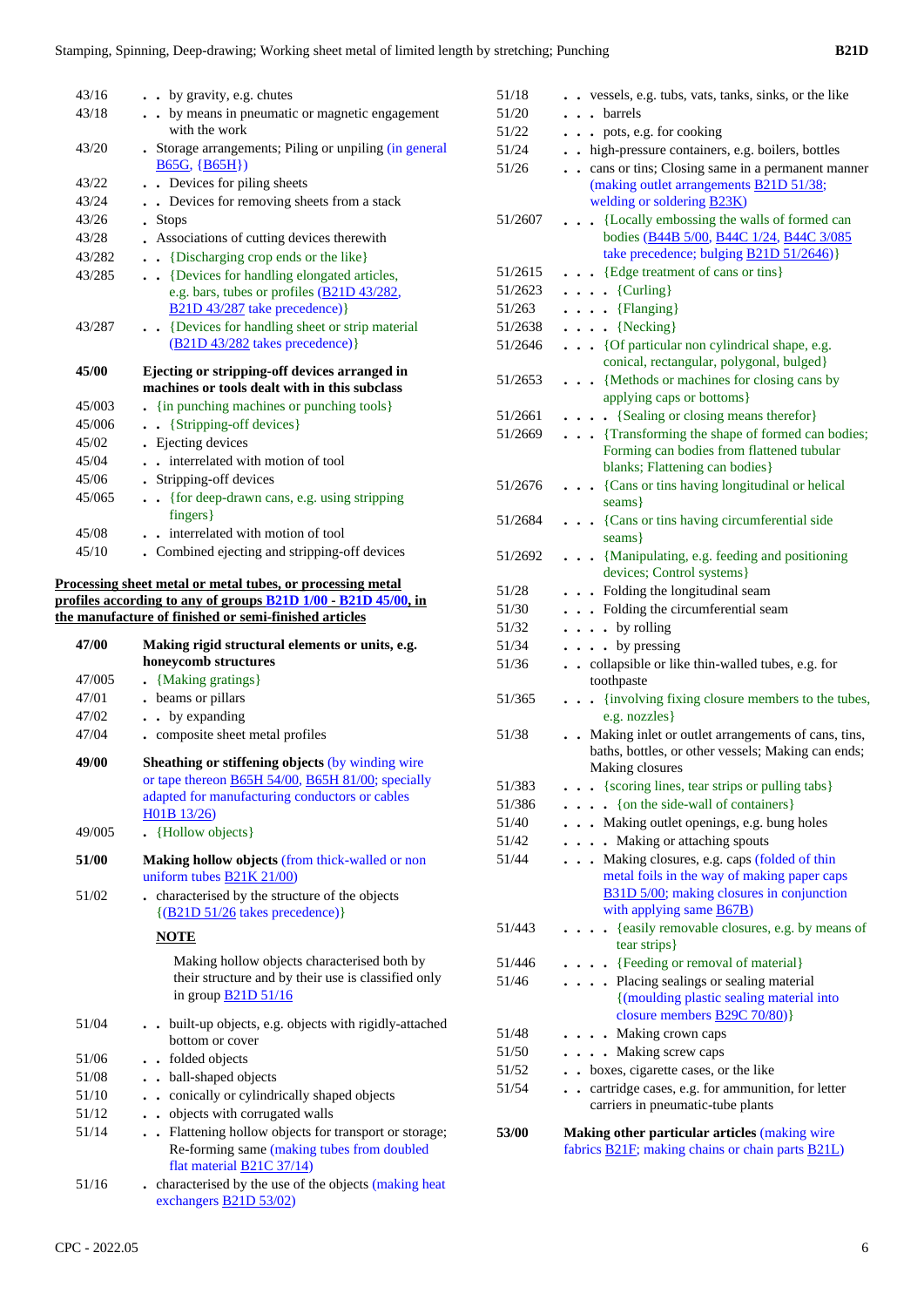| | |
|---|---|
| 43/16 | . . by gravity, e.g. chutes |
| 43/18 | . . by means in pneumatic or magnetic engagement with the work |
| 43/20 | . Storage arrangements; Piling or unpiling (in general B65G, {B65H}) |
| 43/22 | . . Devices for piling sheets |
| 43/24 | . . Devices for removing sheets from a stack |
| 43/26 | . Stops |
| 43/28 | . Associations of cutting devices therewith |
| 43/282 | . . {Discharging crop ends or the like} |
| 43/285 | . . {Devices for handling elongated articles, e.g. bars, tubes or profiles (B21D 43/282, B21D 43/287 take precedence)} |
| 43/287 | . . {Devices for handling sheet or strip material (B21D 43/282 takes precedence)} |
| **45/00** | **Ejecting or stripping-off devices arranged in machines or tools dealt with in this subclass** |
| 45/003 | . {in punching machines or punching tools} |
| 45/006 | . . {Stripping-off devices} |
| 45/02 | . Ejecting devices |
| 45/04 | . . interrelated with motion of tool |
| 45/06 | . Stripping-off devices |
| 45/065 | . . {for deep-drawn cans, e.g. using stripping fingers} |
| 45/08 | . . interrelated with motion of tool |
| 45/10 | . Combined ejecting and stripping-off devices |

**Processing sheet metal or metal tubes, or processing metal profiles according to any of groups B21D 1/00 - B21D 45/00, in the manufacture of finished or semi-finished articles**

| | |
|---|---|
| **47/00** | **Making rigid structural elements or units, e.g. honeycomb structures** |
| 47/005 | . {Making gratings} |
| 47/01 | . beams or pillars |
| 47/02 | . . by expanding |
| 47/04 | . composite sheet metal profiles |
| **49/00** | **Sheathing or stiffening objects** (by winding wire or tape thereon B65H 54/00, B65H 81/00; specially adapted for manufacturing conductors or cables H01B 13/26) |
| 49/005 | . {Hollow objects} |
| **51/00** | **Making hollow objects** (from thick-walled or non uniform tubes B21K 21/00) |
| 51/02 | . characterised by the structure of the objects {(B21D 51/26 takes precedence)} |

**NOTE**

Making hollow objects characterised both by their structure and by their use is classified only in group B21D 51/16

| | |
|---|---|
| 51/04 | . . built-up objects, e.g. objects with rigidly-attached bottom or cover |
| 51/06 | . . folded objects |
| 51/08 | . . ball-shaped objects |
| 51/10 | . . conically or cylindrically shaped objects |
| 51/12 | . . objects with corrugated walls |
| 51/14 | . . Flattening hollow objects for transport or storage; Re-forming same (making tubes from doubled flat material B21C 37/14) |
| 51/16 | . characterised by the use of the objects (making heat exchangers B21D 53/02) |
| 51/18 | . . vessels, e.g. tubs, vats, tanks, sinks, or the like |
| 51/20 | . . . barrels |
| 51/22 | . . . pots, e.g. for cooking |
| 51/24 | . . high-pressure containers, e.g. boilers, bottles |
| 51/26 | . . cans or tins; Closing same in a permanent manner (making outlet arrangements B21D 51/38; welding or soldering B23K) |
| 51/2607 | . . . {Locally embossing the walls of formed can bodies (B44B 5/00, B44C 1/24, B44C 3/085 take precedence; bulging B21D 51/2646)} |
| 51/2615 | . . . {Edge treatment of cans or tins} |
| 51/2623 | . . . . {Curling} |
| 51/263 | . . . . {Flanging} |
| 51/2638 | . . . . {Necking} |
| 51/2646 | . . . {Of particular non cylindrical shape, e.g. conical, rectangular, polygonal, bulged} |
| 51/2653 | . . . {Methods or machines for closing cans by applying caps or bottoms} |
| 51/2661 | . . . . {Sealing or closing means therefor} |
| 51/2669 | . . . {Transforming the shape of formed can bodies; Forming can bodies from flattened tubular blanks; Flattening can bodies} |
| 51/2676 | . . . {Cans or tins having longitudinal or helical seams} |
| 51/2684 | . . . {Cans or tins having circumferential side seams} |
| 51/2692 | . . . {Manipulating, e.g. feeding and positioning devices; Control systems} |
| 51/28 | . . . Folding the longitudinal seam |
| 51/30 | . . . Folding the circumferential seam |
| 51/32 | . . . . by rolling |
| 51/34 | . . . . by pressing |
| 51/36 | . . collapsible or like thin-walled tubes, e.g. for toothpaste |
| 51/365 | . . . {involving fixing closure members to the tubes, e.g. nozzles} |
| 51/38 | . . Making inlet or outlet arrangements of cans, tins, baths, bottles, or other vessels; Making can ends; Making closures |
| 51/383 | . . . {scoring lines, tear strips or pulling tabs} |
| 51/386 | . . . . {on the side-wall of containers} |
| 51/40 | . . . Making outlet openings, e.g. bung holes |
| 51/42 | . . . . Making or attaching spouts |
| 51/44 | . . . Making closures, e.g. caps (folded of thin metal foils in the way of making paper caps B31D 5/00; making closures in conjunction with applying same B67B) |
| 51/443 | . . . . {easily removable closures, e.g. by means of tear strips} |
| 51/446 | . . . . {Feeding or removal of material} |
| 51/46 | . . . . Placing sealings or sealing material {(moulding plastic sealing material into closure members B29C 70/80)} |
| 51/48 | . . . . Making crown caps |
| 51/50 | . . . . Making screw caps |
| 51/52 | . . boxes, cigarette cases, or the like |
| 51/54 | . . cartridge cases, e.g. for ammunition, for letter carriers in pneumatic-tube plants |
| **53/00** | **Making other particular articles** (making wire fabrics B21F; making chains or chain parts B21L) |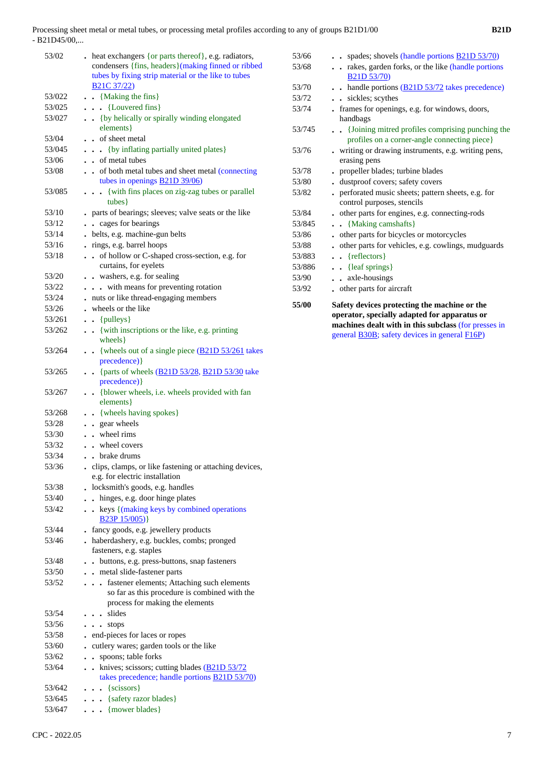| | |
|---|---|
| 53/02 | . heat exchangers {or parts thereof}, e.g. radiators, condensers {fins, headers}(making finned or ribbed tubes by fixing strip material or the like to tubes B21C 37/22) |
| 53/022 | . . {Making the fins} |
| 53/025 | . . . {Louvered fins} |
| 53/027 | . . {by helically or spirally winding elongated elements} |
| 53/04 | . . of sheet metal |
| 53/045 | . . . {by inflating partially united plates} |
| 53/06 | . . of metal tubes |
| 53/08 | . . of both metal tubes and sheet metal (connecting tubes in openings B21D 39/06) |
| 53/085 | . . . {with fins places on zig-zag tubes or parallel tubes} |
| 53/10 | . parts of bearings; sleeves; valve seats or the like |
| 53/12 | . . cages for bearings |
| 53/14 | . belts, e.g. machine-gun belts |
| 53/16 | . rings, e.g. barrel hoops |
| 53/18 | . . of hollow or C-shaped cross-section, e.g. for curtains, for eyelets |
| 53/20 | . . washers, e.g. for sealing |
| 53/22 | . . . with means for preventing rotation |
| 53/24 | . nuts or like thread-engaging members |
| 53/26 | . wheels or the like |
| 53/261 | . . {pulleys} |
| 53/262 | . . {with inscriptions or the like, e.g. printing wheels} |
| 53/264 | . . {wheels out of a single piece (B21D 53/261 takes precedence)} |
| 53/265 | . . {parts of wheels (B21D 53/28, B21D 53/30 take precedence)} |
| 53/267 | . . {blower wheels, i.e. wheels provided with fan elements} |
| 53/268 | . . {wheels having spokes} |
| 53/28 | . . gear wheels |
| 53/30 | . . wheel rims |
| 53/32 | . . wheel covers |
| 53/34 | . . brake drums |
| 53/36 | . clips, clamps, or like fastening or attaching devices, e.g. for electric installation |
| 53/38 | . locksmith's goods, e.g. handles |
| 53/40 | . . hinges, e.g. door hinge plates |
| 53/42 | . . keys {(making keys by combined operations B23P 15/005)} |
| 53/44 | . fancy goods, e.g. jewellery products |
| 53/46 | . haberdashery, e.g. buckles, combs; pronged fasteners, e.g. staples |
| 53/48 | . . buttons, e.g. press-buttons, snap fasteners |
| 53/50 | . . metal slide-fastener parts |
| 53/52 | . . . fastener elements; Attaching such elements so far as this procedure is combined with the process for making the elements |
| 53/54 | . . . slides |
| 53/56 | . . . stops |
| 53/58 | . end-pieces for laces or ropes |
| 53/60 | . cutlery wares; garden tools or the like |
| 53/62 | . . spoons; table forks |
| 53/64 | . . knives; scissors; cutting blades (B21D 53/72 takes precedence; handle portions B21D 53/70) |
| 53/642 | . . . {scissors} |
| 53/645 | . . . {safety razor blades} |
| 53/647 | . . . {mower blades} |
| 53/66 | . . spades; shovels (handle portions B21D 53/70) |
| 53/68 | . . rakes, garden forks, or the like (handle portions B21D 53/70) |
| 53/70 | . . handle portions (B21D 53/72 takes precedence) |
| 53/72 | . . sickles; scythes |
| 53/74 | . frames for openings, e.g. for windows, doors, handbags |
| 53/745 | . . {Joining mitred profiles comprising punching the profiles on a corner-angle connecting piece} |
| 53/76 | . writing or drawing instruments, e.g. writing pens, erasing pens |
| 53/78 | . propeller blades; turbine blades |
| 53/80 | . dustproof covers; safety covers |
| 53/82 | . perforated music sheets; pattern sheets, e.g. for control purposes, stencils |
| 53/84 | . other parts for engines, e.g. connecting-rods |
| 53/845 | . . {Making camshafts} |
| 53/86 | . other parts for bicycles or motorcycles |
| 53/88 | . other parts for vehicles, e.g. cowlings, mudguards |
| 53/883 | . . {reflectors} |
| 53/886 | . . {leaf springs} |
| 53/90 | . . axle-housings |
| 53/92 | . other parts for aircraft |
| **55/00** | **Safety devices protecting the machine or the operator, specially adapted for apparatus or machines dealt with in this subclass** (for presses in general B30B; safety devices in general F16P) |